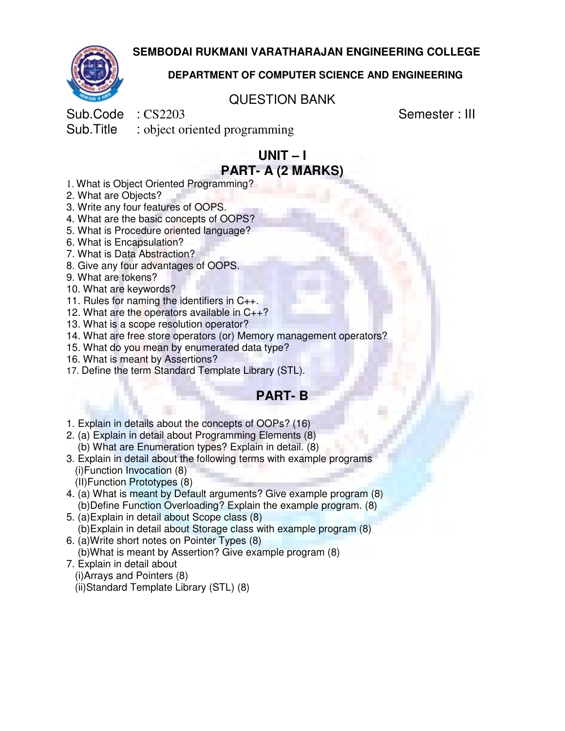# SEMBODAI RUKMANI VARATHARAJAN ENGINEERING COLLEGE

## DEPARTMENT OF COMPUTER SCIENCE AND ENGINEERING

QUESTION BANK

Sub.Code : CS2203 Semester : III

Sub.Title : object oriented programming

## UNIT – I

## PART- A (2 MARKS)

1. What is Object Oriented Programming?
2. What are Objects?
3. Write any four features of OOPS.
4. What are the basic concepts of OOPS?
5. What is Procedure oriented language?
6. What is Encapsulation?
7. What is Data Abstraction?
8. Give any four advantages of OOPS.
9. What are tokens?
10. What are keywords?
11. Rules for naming the identifiers in C++.
12. What are the operators available in C++?
13. What is a scope resolution operator?
14. What are free store operators (or) Memory management operators?
15. What do you mean by enumerated data type?
16. What is meant by Assertions?
17. Define the term Standard Template Library (STL).

## PART- B

1. Explain in details about the concepts of OOPs? (16)
2. (a) Explain in detail about Programming Elements (8)
   (b) What are Enumeration types? Explain in detail. (8)
3. Explain in detail about the following terms with example programs
   (i)Function Invocation (8)
   (II)Function Prototypes (8)
4. (a) What is meant by Default arguments? Give example program (8)
   (b)Define Function Overloading? Explain the example program. (8)
5. (a)Explain in detail about Scope class (8)
   (b)Explain in detail about Storage class with example program (8)
6. (a)Write short notes on Pointer Types (8)
   (b)What is meant by Assertion? Give example program (8)
7. Explain in detail about
   (i)Arrays and Pointers (8)
   (ii)Standard Template Library (STL) (8)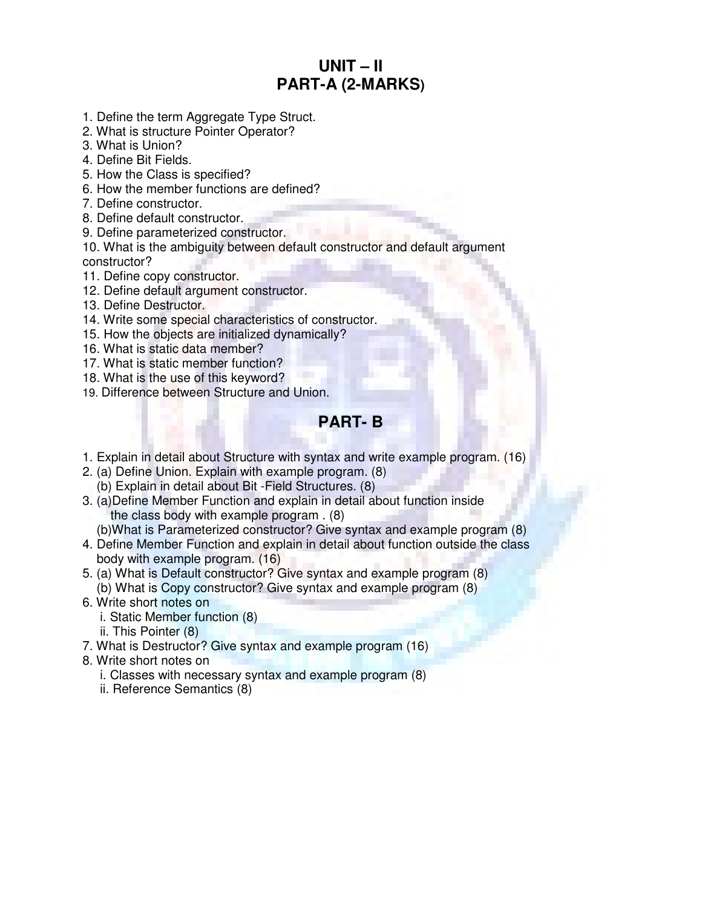# UNIT – II
## PART-A (2-MARKS)

1. Define the term Aggregate Type Struct.
2. What is structure Pointer Operator?
3. What is Union?
4. Define Bit Fields.
5. How the Class is specified?
6. How the member functions are defined?
7. Define constructor.
8. Define default constructor.
9. Define parameterized constructor.
10. What is the ambiguity between default constructor and default argument constructor?
11. Define copy constructor.
12. Define default argument constructor.
13. Define Destructor.
14. Write some special characteristics of constructor.
15. How the objects are initialized dynamically?
16. What is static data member?
17. What is static member function?
18. What is the use of this keyword?
19. Difference between Structure and Union.

## PART- B

1. Explain in detail about Structure with syntax and write example program. (16)
2. (a) Define Union. Explain with example program. (8)
   (b) Explain in detail about Bit -Field Structures. (8)
3. (a)Define Member Function and explain in detail about function inside the class body with example program . (8)
   (b)What is Parameterized constructor? Give syntax and example program (8)
4. Define Member Function and explain in detail about function outside the class body with example program. (16)
5. (a) What is Default constructor? Give syntax and example program (8)
   (b) What is Copy constructor? Give syntax and example program (8)
6. Write short notes on
   i. Static Member function (8)
   ii. This Pointer (8)
7. What is Destructor? Give syntax and example program (16)
8. Write short notes on
   i. Classes with necessary syntax and example program (8)
   ii. Reference Semantics (8)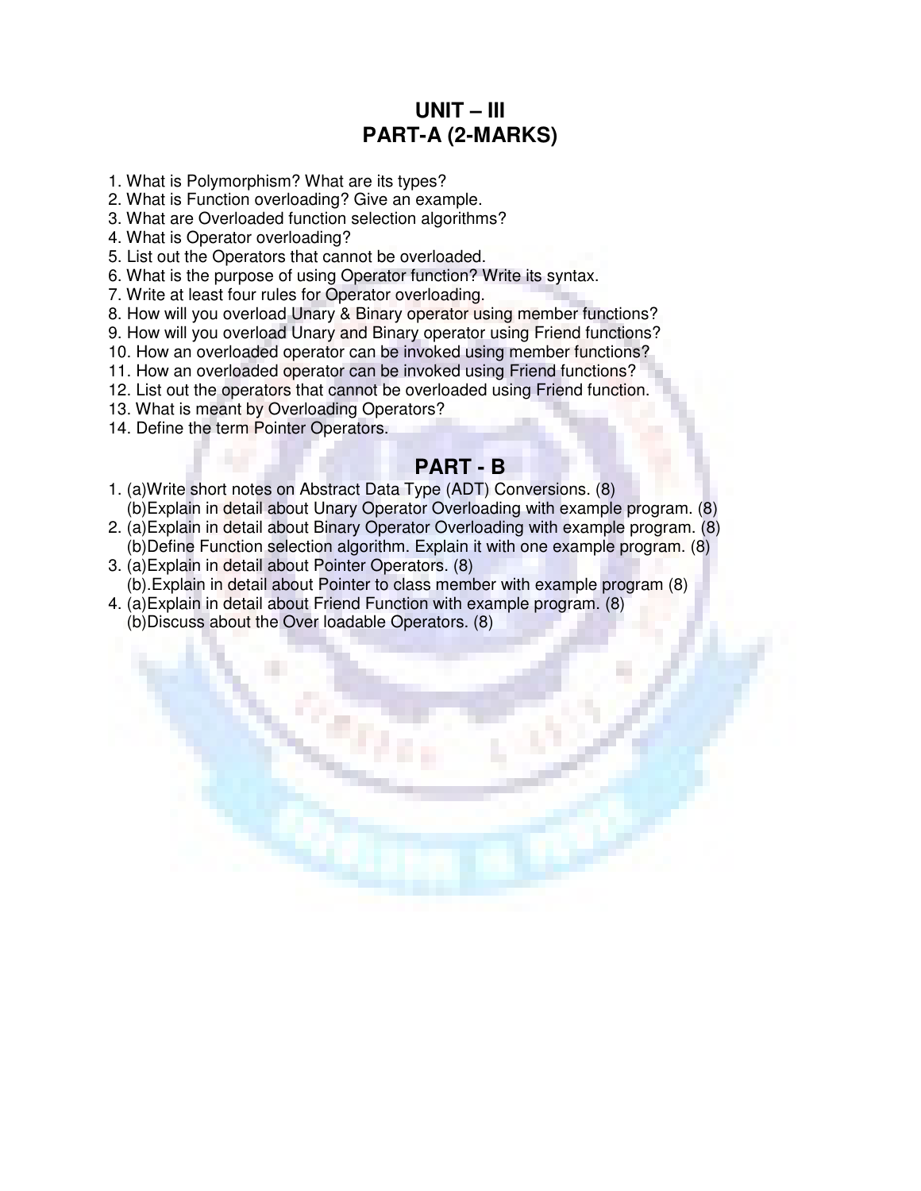# UNIT – III
## PART-A (2-MARKS)

1. What is Polymorphism? What are its types?
2. What is Function overloading? Give an example.
3. What are Overloaded function selection algorithms?
4. What is Operator overloading?
5. List out the Operators that cannot be overloaded.
6. What is the purpose of using Operator function? Write its syntax.
7. Write at least four rules for Operator overloading.
8. How will you overload Unary & Binary operator using member functions?
9. How will you overload Unary and Binary operator using Friend functions?
10. How an overloaded operator can be invoked using member functions?
11. How an overloaded operator can be invoked using Friend functions?
12. List out the operators that cannot be overloaded using Friend function.
13. What is meant by Overloading Operators?
14. Define the term Pointer Operators.

## PART - B

1. (a)Write short notes on Abstract Data Type (ADT) Conversions. (8)
   (b)Explain in detail about Unary Operator Overloading with example program. (8)
2. (a)Explain in detail about Binary Operator Overloading with example program. (8)
   (b)Define Function selection algorithm. Explain it with one example program. (8)
3. (a)Explain in detail about Pointer Operators. (8)
   (b).Explain in detail about Pointer to class member with example program (8)
4. (a)Explain in detail about Friend Function with example program. (8)
   (b)Discuss about the Over loadable Operators. (8)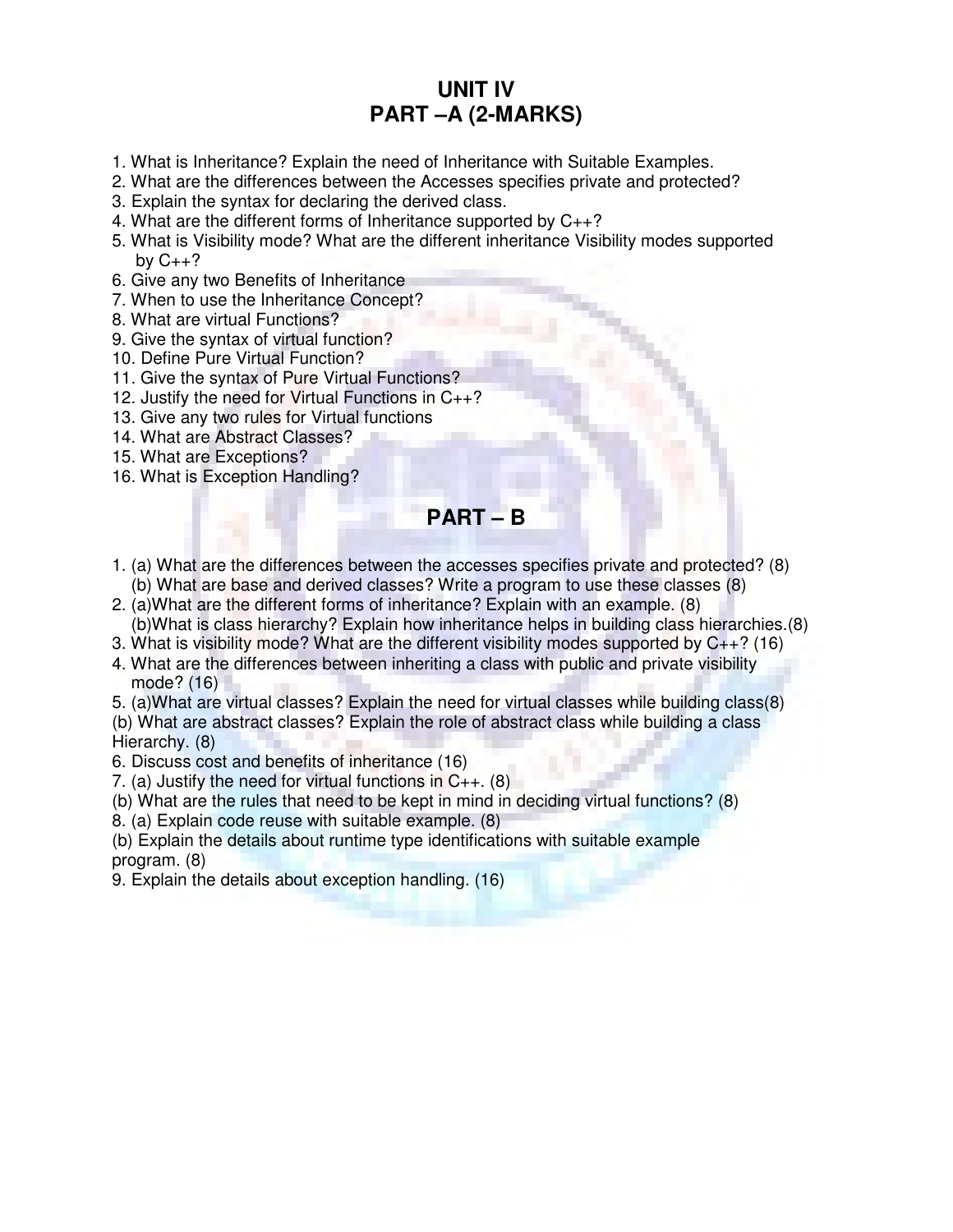# UNIT IV
## PART –A (2-MARKS)

1. What is Inheritance? Explain the need of Inheritance with Suitable Examples.
2. What are the differences between the Accesses specifies private and protected?
3. Explain the syntax for declaring the derived class.
4. What are the different forms of Inheritance supported by C++?
5. What is Visibility mode? What are the different inheritance Visibility modes supported by C++?
6. Give any two Benefits of Inheritance
7. When to use the Inheritance Concept?
8. What are virtual Functions?
9. Give the syntax of virtual function?
10. Define Pure Virtual Function?
11. Give the syntax of Pure Virtual Functions?
12. Justify the need for Virtual Functions in C++?
13. Give any two rules for Virtual functions
14. What are Abstract Classes?
15. What are Exceptions?
16. What is Exception Handling?

## PART – B

1. (a) What are the differences between the accesses specifies private and protected? (8)
   (b) What are base and derived classes? Write a program to use these classes (8)
2. (a)What are the different forms of inheritance? Explain with an example. (8)
   (b)What is class hierarchy? Explain how inheritance helps in building class hierarchies.(8)
3. What is visibility mode? What are the different visibility modes supported by C++? (16)
4. What are the differences between inheriting a class with public and private visibility mode? (16)
5. (a)What are virtual classes? Explain the need for virtual classes while building class(8)
   (b) What are abstract classes? Explain the role of abstract class while building a class Hierarchy. (8)
6. Discuss cost and benefits of inheritance (16)
7. (a) Justify the need for virtual functions in C++. (8)
   (b) What are the rules that need to be kept in mind in deciding virtual functions? (8)
8. (a) Explain code reuse with suitable example. (8)
   (b) Explain the details about runtime type identifications with suitable example program. (8)
9. Explain the details about exception handling. (16)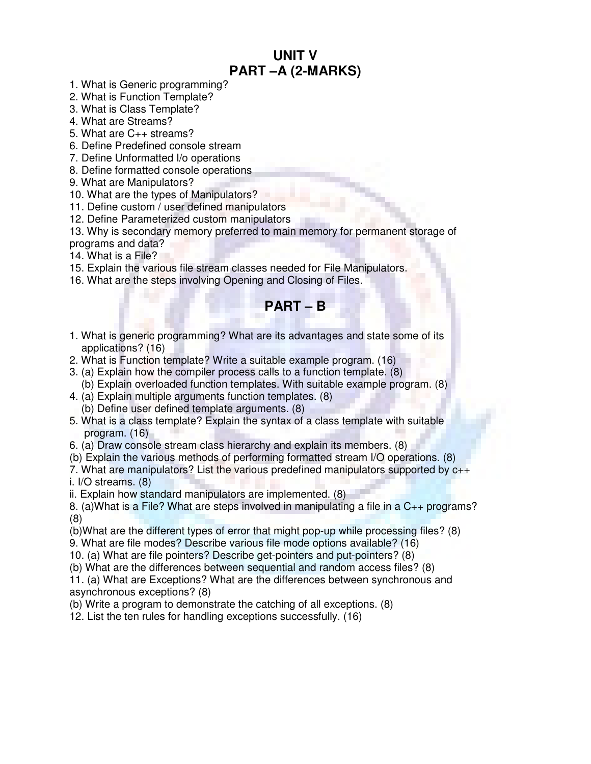# UNIT V

## PART –A (2-MARKS)

1. What is Generic programming?
2. What is Function Template?
3. What is Class Template?
4. What are Streams?
5. What are C++ streams?
6. Define Predefined console stream
7. Define Unformatted I/o operations
8. Define formatted console operations
9. What are Manipulators?
10. What are the types of Manipulators?
11. Define custom / user defined manipulators
12. Define Parameterized custom manipulators
13. Why is secondary memory preferred to main memory for permanent storage of programs and data?
14. What is a File?
15. Explain the various file stream classes needed for File Manipulators.
16. What are the steps involving Opening and Closing of Files.

## PART – B

1. What is generic programming? What are its advantages and state some of its applications? (16)
2. What is Function template? Write a suitable example program. (16)
3. (a) Explain how the compiler process calls to a function template. (8)
   (b) Explain overloaded function templates. With suitable example program. (8)
4. (a) Explain multiple arguments function templates. (8)
   (b) Define user defined template arguments. (8)
5. What is a class template? Explain the syntax of a class template with suitable program. (16)
6. (a) Draw console stream class hierarchy and explain its members. (8)
(b) Explain the various methods of performing formatted stream I/O operations. (8)
7. What are manipulators? List the various predefined manipulators supported by c++
i. I/O streams. (8)
ii. Explain how standard manipulators are implemented. (8)
8. (a)What is a File? What are steps involved in manipulating a file in a C++ programs? (8)
(b)What are the different types of error that might pop-up while processing files? (8)
9. What are file modes? Describe various file mode options available? (16)
10. (a) What are file pointers? Describe get-pointers and put-pointers? (8)
(b) What are the differences between sequential and random access files? (8)
11. (a) What are Exceptions? What are the differences between synchronous and asynchronous exceptions? (8)
(b) Write a program to demonstrate the catching of all exceptions. (8)
12. List the ten rules for handling exceptions successfully. (16)